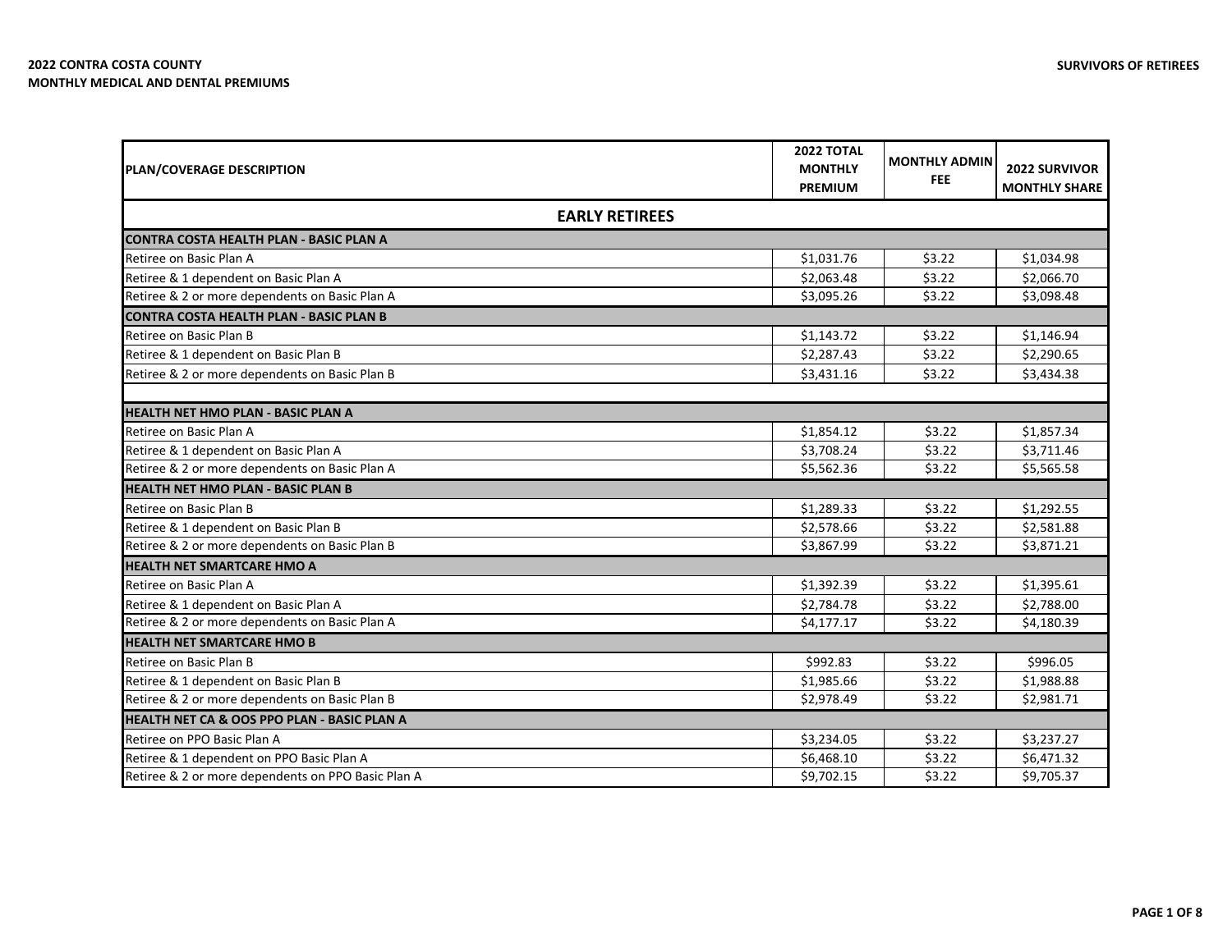**2022 CONTRA COSTA COUNTY**
**MONTHLY MEDICAL AND DENTAL PREMIUMS**

**SURVIVORS OF RETIREES**

| PLAN/COVERAGE DESCRIPTION | 2022 TOTAL MONTHLY PREMIUM | MONTHLY ADMIN FEE | 2022 SURVIVOR MONTHLY SHARE |
|---|---|---|---|
| **EARLY RETIREES** | | | |
| **CONTRA COSTA HEALTH PLAN - BASIC PLAN A** | | | |
| Retiree on Basic Plan A | $1,031.76 | $3.22 | $1,034.98 |
| Retiree & 1 dependent on Basic Plan A | $2,063.48 | $3.22 | $2,066.70 |
| Retiree & 2 or more dependents on Basic Plan A | $3,095.26 | $3.22 | $3,098.48 |
| **CONTRA COSTA HEALTH PLAN - BASIC PLAN B** | | | |
| Retiree on Basic Plan B | $1,143.72 | $3.22 | $1,146.94 |
| Retiree & 1 dependent on Basic Plan B | $2,287.43 | $3.22 | $2,290.65 |
| Retiree & 2 or more dependents on Basic Plan B | $3,431.16 | $3.22 | $3,434.38 |
| | | | |
| **HEALTH NET HMO PLAN - BASIC PLAN A** | | | |
| Retiree on Basic Plan A | $1,854.12 | $3.22 | $1,857.34 |
| Retiree & 1 dependent on Basic Plan A | $3,708.24 | $3.22 | $3,711.46 |
| Retiree & 2 or more dependents on Basic Plan A | $5,562.36 | $3.22 | $5,565.58 |
| **HEALTH NET HMO PLAN - BASIC PLAN B** | | | |
| Retiree on Basic Plan B | $1,289.33 | $3.22 | $1,292.55 |
| Retiree & 1 dependent on Basic Plan B | $2,578.66 | $3.22 | $2,581.88 |
| Retiree & 2 or more dependents on Basic Plan B | $3,867.99 | $3.22 | $3,871.21 |
| **HEALTH NET SMARTCARE HMO A** | | | |
| Retiree on Basic Plan A | $1,392.39 | $3.22 | $1,395.61 |
| Retiree & 1 dependent on Basic Plan A | $2,784.78 | $3.22 | $2,788.00 |
| Retiree & 2 or more dependents on Basic Plan A | $4,177.17 | $3.22 | $4,180.39 |
| **HEALTH NET SMARTCARE HMO B** | | | |
| Retiree on Basic Plan B | $992.83 | $3.22 | $996.05 |
| Retiree & 1 dependent on Basic Plan B | $1,985.66 | $3.22 | $1,988.88 |
| Retiree & 2 or more dependents on Basic Plan B | $2,978.49 | $3.22 | $2,981.71 |
| **HEALTH NET CA & OOS PPO PLAN - BASIC PLAN A** | | | |
| Retiree on PPO Basic Plan A | $3,234.05 | $3.22 | $3,237.27 |
| Retiree & 1 dependent on PPO Basic Plan A | $6,468.10 | $3.22 | $6,471.32 |
| Retiree & 2 or more dependents on PPO Basic Plan A | $9,702.15 | $3.22 | $9,705.37 |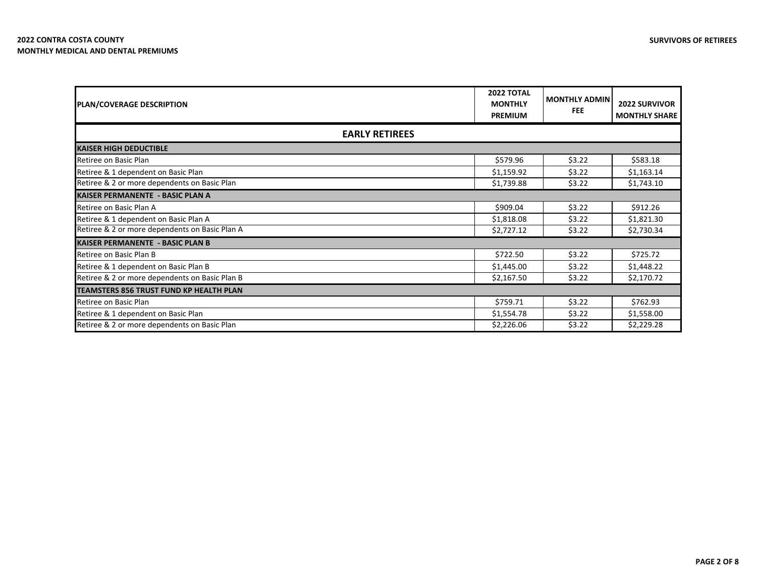**2022 CONTRA COSTA COUNTY**
**MONTHLY MEDICAL AND DENTAL PREMIUMS**

**SURVIVORS OF RETIREES**

| PLAN/COVERAGE DESCRIPTION | 2022 TOTAL MONTHLY PREMIUM | MONTHLY ADMIN FEE | 2022 SURVIVOR MONTHLY SHARE |
|---|---|---|---|
| **EARLY RETIREES** | | | |
| **KAISER HIGH DEDUCTIBLE** | | | |
| Retiree on Basic Plan | $579.96 | $3.22 | $583.18 |
| Retiree & 1 dependent on Basic Plan | $1,159.92 | $3.22 | $1,163.14 |
| Retiree & 2 or more dependents on Basic Plan | $1,739.88 | $3.22 | $1,743.10 |
| **KAISER PERMANENTE - BASIC PLAN A** | | | |
| Retiree on Basic Plan A | $909.04 | $3.22 | $912.26 |
| Retiree & 1 dependent on Basic Plan A | $1,818.08 | $3.22 | $1,821.30 |
| Retiree & 2 or more dependents on Basic Plan A | $2,727.12 | $3.22 | $2,730.34 |
| **KAISER PERMANENTE - BASIC PLAN B** | | | |
| Retiree on Basic Plan B | $722.50 | $3.22 | $725.72 |
| Retiree & 1 dependent on Basic Plan B | $1,445.00 | $3.22 | $1,448.22 |
| Retiree & 2 or more dependents on Basic Plan B | $2,167.50 | $3.22 | $2,170.72 |
| **TEAMSTERS 856 TRUST FUND KP HEALTH PLAN** | | | |
| Retiree on Basic Plan | $759.71 | $3.22 | $762.93 |
| Retiree & 1 dependent on Basic Plan | $1,554.78 | $3.22 | $1,558.00 |
| Retiree & 2 or more dependents on Basic Plan | $2,226.06 | $3.22 | $2,229.28 |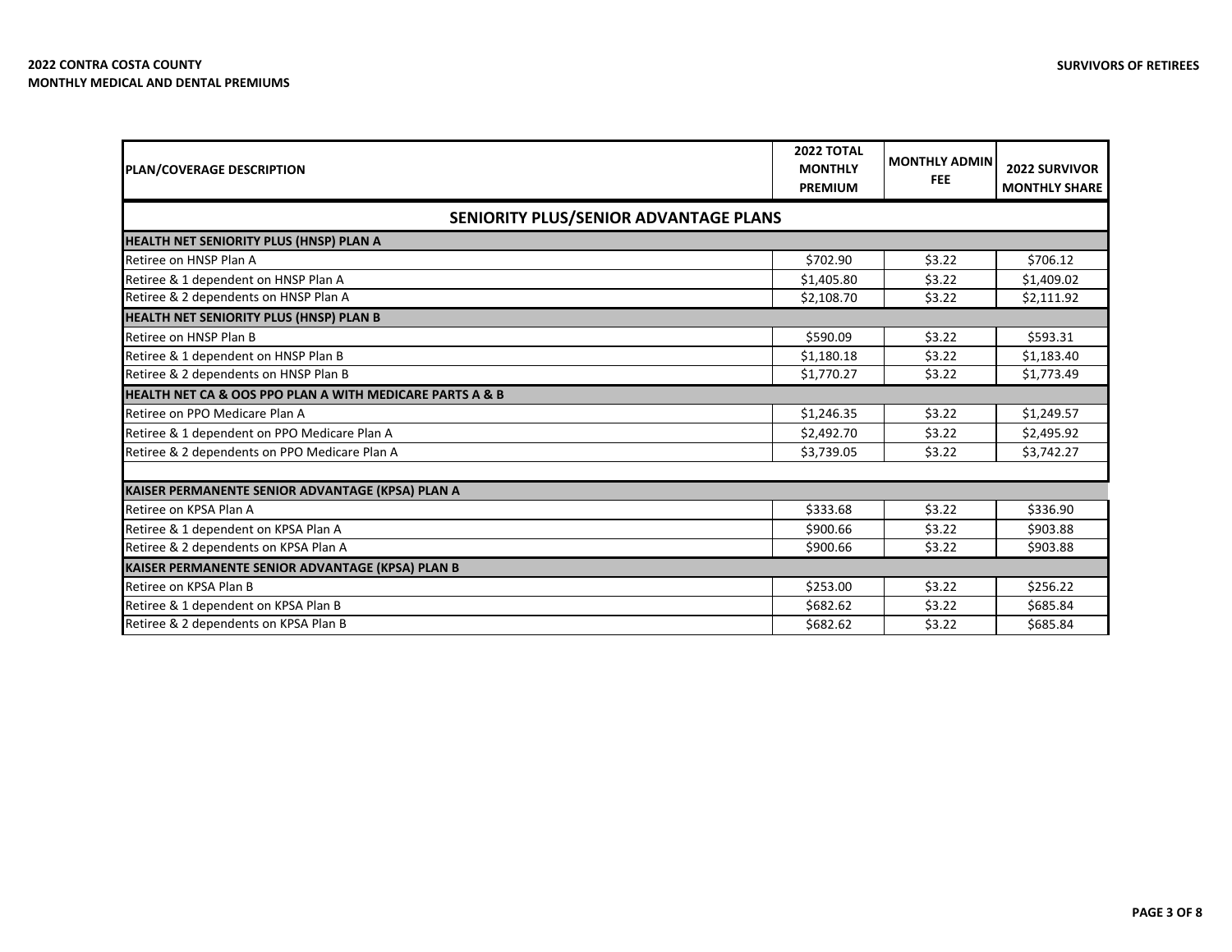**2022 CONTRA COSTA COUNTY**
**MONTHLY MEDICAL AND DENTAL PREMIUMS**

**SURVIVORS OF RETIREES**

| PLAN/COVERAGE DESCRIPTION | 2022 TOTAL MONTHLY PREMIUM | MONTHLY ADMIN FEE | 2022 SURVIVOR MONTHLY SHARE |
|---|---|---|---|
| **SENIORITY PLUS/SENIOR ADVANTAGE PLANS** | | | |
| **HEALTH NET SENIORITY PLUS (HNSP) PLAN A** | | | |
| Retiree on HNSP Plan A | $702.90 | $3.22 | $706.12 |
| Retiree & 1 dependent on HNSP Plan A | $1,405.80 | $3.22 | $1,409.02 |
| Retiree & 2 dependents on HNSP Plan A | $2,108.70 | $3.22 | $2,111.92 |
| **HEALTH NET SENIORITY PLUS (HNSP) PLAN B** | | | |
| Retiree on HNSP Plan B | $590.09 | $3.22 | $593.31 |
| Retiree & 1 dependent on HNSP Plan B | $1,180.18 | $3.22 | $1,183.40 |
| Retiree & 2 dependents on HNSP Plan B | $1,770.27 | $3.22 | $1,773.49 |
| **HEALTH NET CA & OOS PPO PLAN A WITH MEDICARE PARTS A & B** | | | |
| Retiree on PPO Medicare Plan A | $1,246.35 | $3.22 | $1,249.57 |
| Retiree & 1 dependent on PPO Medicare Plan A | $2,492.70 | $3.22 | $2,495.92 |
| Retiree & 2 dependents on PPO Medicare Plan A | $3,739.05 | $3.22 | $3,742.27 |
| | | | |
| **KAISER PERMANENTE SENIOR ADVANTAGE (KPSA) PLAN A** | | | |
| Retiree on KPSA Plan A | $333.68 | $3.22 | $336.90 |
| Retiree & 1 dependent on KPSA Plan A | $900.66 | $3.22 | $903.88 |
| Retiree & 2 dependents on KPSA Plan A | $900.66 | $3.22 | $903.88 |
| **KAISER PERMANENTE SENIOR ADVANTAGE (KPSA) PLAN B** | | | |
| Retiree on KPSA Plan B | $253.00 | $3.22 | $256.22 |
| Retiree & 1 dependent on KPSA Plan B | $682.62 | $3.22 | $685.84 |
| Retiree & 2 dependents on KPSA Plan B | $682.62 | $3.22 | $685.84 |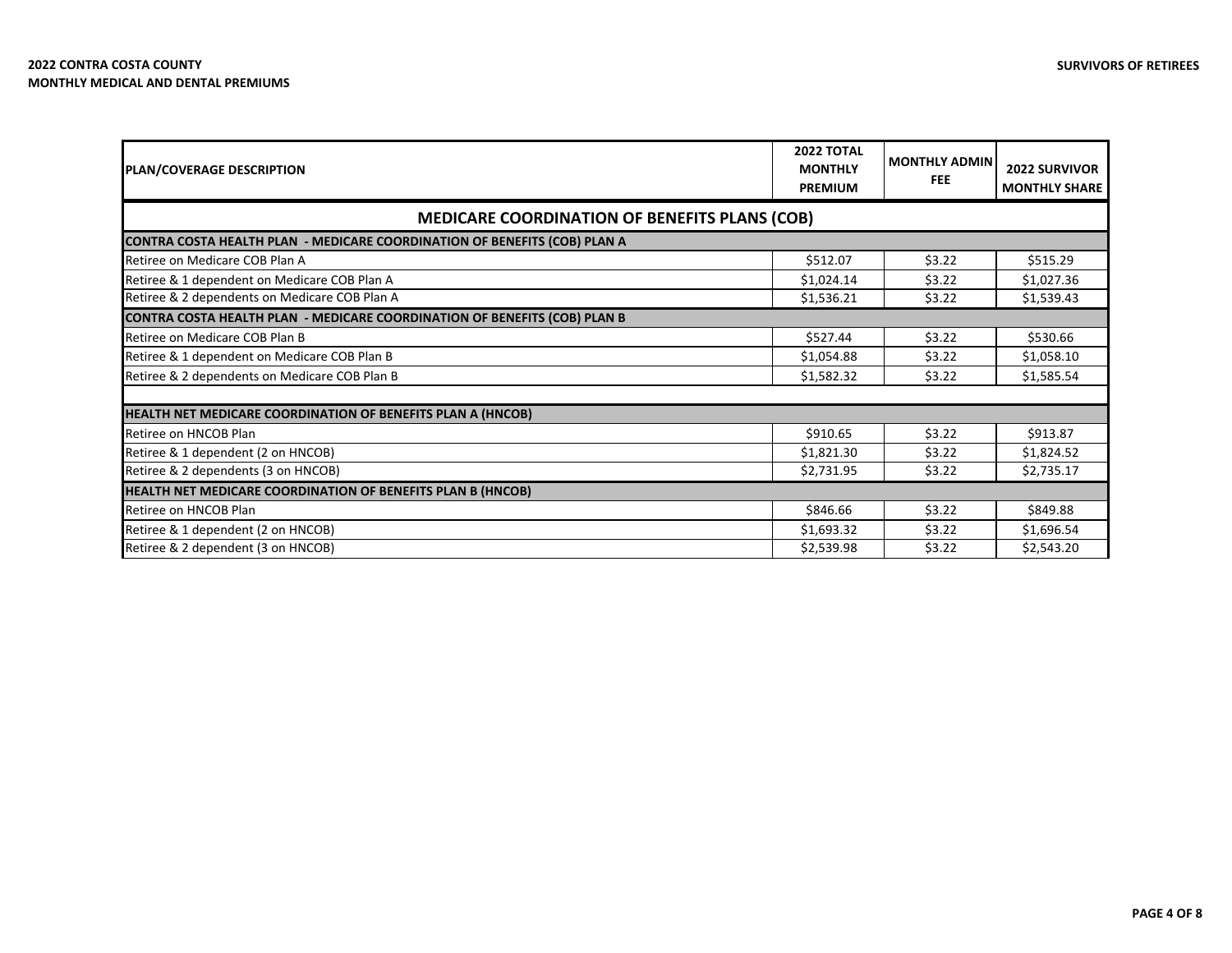**2022 CONTRA COSTA COUNTY**
**MONTHLY MEDICAL AND DENTAL PREMIUMS**

**SURVIVORS OF RETIREES**

| PLAN/COVERAGE DESCRIPTION | 2022 TOTAL MONTHLY PREMIUM | MONTHLY ADMIN FEE | 2022 SURVIVOR MONTHLY SHARE |
|---|---|---|---|
| **MEDICARE COORDINATION OF BENEFITS PLANS (COB)** | | | |
| **CONTRA COSTA HEALTH PLAN - MEDICARE COORDINATION OF BENEFITS (COB) PLAN A** | | | |
| Retiree on Medicare COB Plan A | $512.07 | $3.22 | $515.29 |
| Retiree & 1 dependent on Medicare COB Plan A | $1,024.14 | $3.22 | $1,027.36 |
| Retiree & 2 dependents on Medicare COB Plan A | $1,536.21 | $3.22 | $1,539.43 |
| **CONTRA COSTA HEALTH PLAN - MEDICARE COORDINATION OF BENEFITS (COB) PLAN B** | | | |
| Retiree on Medicare COB Plan B | $527.44 | $3.22 | $530.66 |
| Retiree & 1 dependent on Medicare COB Plan B | $1,054.88 | $3.22 | $1,058.10 |
| Retiree & 2 dependents on Medicare COB Plan B | $1,582.32 | $3.22 | $1,585.54 |
| **HEALTH NET MEDICARE COORDINATION OF BENEFITS PLAN A (HNCOB)** | | | |
| Retiree on HNCOB Plan | $910.65 | $3.22 | $913.87 |
| Retiree & 1 dependent (2 on HNCOB) | $1,821.30 | $3.22 | $1,824.52 |
| Retiree & 2 dependents (3 on HNCOB) | $2,731.95 | $3.22 | $2,735.17 |
| **HEALTH NET MEDICARE COORDINATION OF BENEFITS PLAN B (HNCOB)** | | | |
| Retiree on HNCOB Plan | $846.66 | $3.22 | $849.88 |
| Retiree & 1 dependent (2 on HNCOB) | $1,693.32 | $3.22 | $1,696.54 |
| Retiree & 2 dependent (3 on HNCOB) | $2,539.98 | $3.22 | $2,543.20 |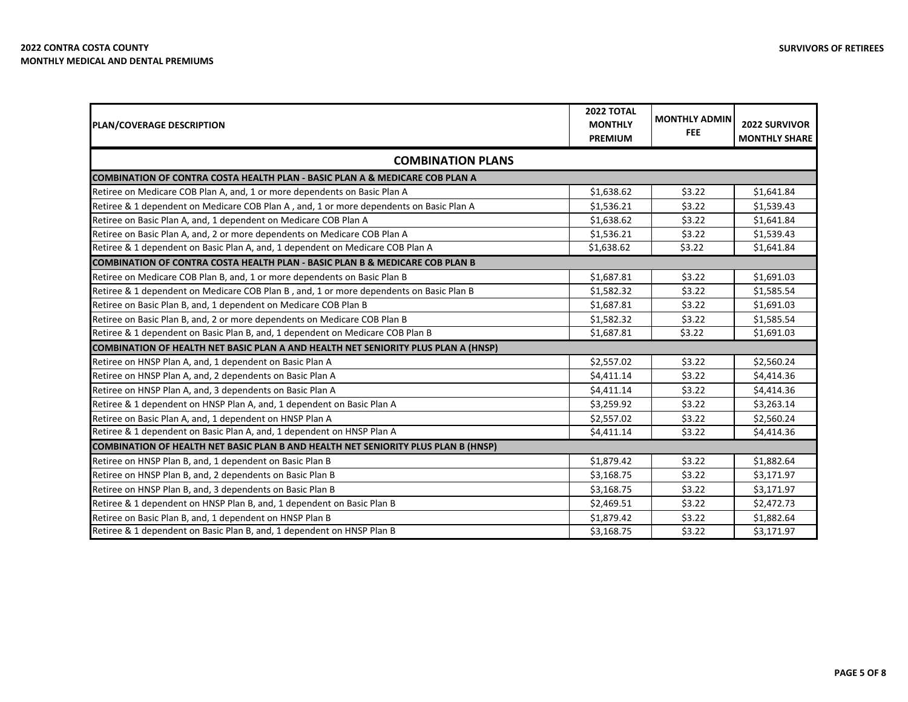**2022 CONTRA COSTA COUNTY**
**MONTHLY MEDICAL AND DENTAL PREMIUMS**

**SURVIVORS OF RETIREES**

| PLAN/COVERAGE DESCRIPTION | 2022 TOTAL MONTHLY PREMIUM | MONTHLY ADMIN FEE | 2022 SURVIVOR MONTHLY SHARE |
|---|---|---|---|
| **COMBINATION PLANS** | | | |
| **COMBINATION OF CONTRA COSTA HEALTH PLAN - BASIC PLAN A & MEDICARE COB PLAN A** | | | |
| Retiree on Medicare COB Plan A, and, 1 or more dependents on Basic Plan A | $1,638.62 | $3.22 | $1,641.84 |
| Retiree & 1 dependent on Medicare COB Plan A , and, 1 or more dependents on Basic Plan A | $1,536.21 | $3.22 | $1,539.43 |
| Retiree on Basic Plan A, and, 1 dependent on Medicare COB Plan A | $1,638.62 | $3.22 | $1,641.84 |
| Retiree on Basic Plan A, and, 2 or more dependents on Medicare COB Plan A | $1,536.21 | $3.22 | $1,539.43 |
| Retiree & 1 dependent on Basic Plan A, and, 1 dependent on Medicare COB Plan A | $1,638.62 | $3.22 | $1,641.84 |
| **COMBINATION OF CONTRA COSTA HEALTH PLAN - BASIC PLAN B & MEDICARE COB PLAN B** | | | |
| Retiree on Medicare COB Plan B, and, 1 or more dependents on Basic Plan B | $1,687.81 | $3.22 | $1,691.03 |
| Retiree & 1 dependent on Medicare COB Plan B , and, 1 or more dependents on Basic Plan B | $1,582.32 | $3.22 | $1,585.54 |
| Retiree on Basic Plan B, and, 1 dependent on Medicare COB Plan B | $1,687.81 | $3.22 | $1,691.03 |
| Retiree on Basic Plan B, and, 2 or more dependents on Medicare COB Plan B | $1,582.32 | $3.22 | $1,585.54 |
| Retiree & 1 dependent on Basic Plan B, and, 1 dependent on Medicare COB Plan B | $1,687.81 | $3.22 | $1,691.03 |
| **COMBINATION OF HEALTH NET BASIC PLAN A AND HEALTH NET SENIORITY PLUS PLAN A (HNSP)** | | | |
| Retiree on HNSP Plan A, and, 1 dependent on Basic Plan A | $2,557.02 | $3.22 | $2,560.24 |
| Retiree on HNSP Plan A, and, 2 dependents on Basic Plan A | $4,411.14 | $3.22 | $4,414.36 |
| Retiree on HNSP Plan A, and, 3 dependents on Basic Plan A | $4,411.14 | $3.22 | $4,414.36 |
| Retiree & 1 dependent on HNSP Plan A, and, 1 dependent on Basic Plan A | $3,259.92 | $3.22 | $3,263.14 |
| Retiree on Basic Plan A, and, 1 dependent on HNSP Plan A | $2,557.02 | $3.22 | $2,560.24 |
| Retiree & 1 dependent on Basic Plan A, and, 1 dependent on HNSP Plan A | $4,411.14 | $3.22 | $4,414.36 |
| **COMBINATION OF HEALTH NET BASIC PLAN B AND HEALTH NET SENIORITY PLUS PLAN B (HNSP)** | | | |
| Retiree on HNSP Plan B, and, 1 dependent on Basic Plan B | $1,879.42 | $3.22 | $1,882.64 |
| Retiree on HNSP Plan B, and, 2 dependents on Basic Plan B | $3,168.75 | $3.22 | $3,171.97 |
| Retiree on HNSP Plan B, and, 3 dependents on Basic Plan B | $3,168.75 | $3.22 | $3,171.97 |
| Retiree & 1 dependent on HNSP Plan B, and, 1 dependent on Basic Plan B | $2,469.51 | $3.22 | $2,472.73 |
| Retiree on Basic Plan B, and, 1 dependent on HNSP Plan B | $1,879.42 | $3.22 | $1,882.64 |
| Retiree & 1 dependent on Basic Plan B, and, 1 dependent on HNSP Plan B | $3,168.75 | $3.22 | $3,171.97 |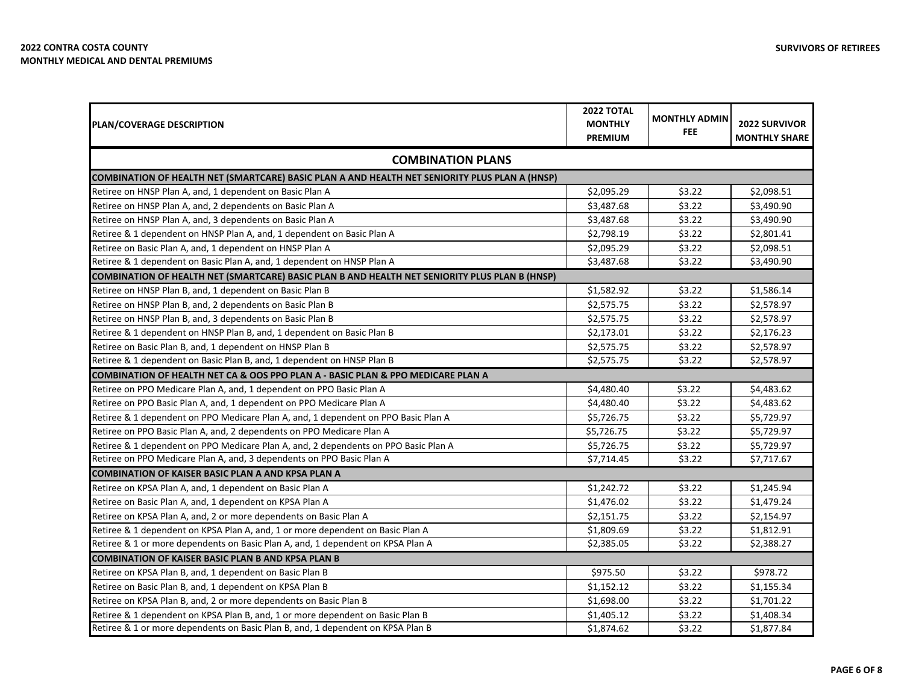**2022 CONTRA COSTA COUNTY**
**MONTHLY MEDICAL AND DENTAL PREMIUMS**

**SURVIVORS OF RETIREES**

| PLAN/COVERAGE DESCRIPTION | 2022 TOTAL MONTHLY PREMIUM | MONTHLY ADMIN FEE | 2022 SURVIVOR MONTHLY SHARE |
|---|---|---|---|
| **COMBINATION PLANS** | | | |
| **COMBINATION OF HEALTH NET (SMARTCARE) BASIC PLAN A AND HEALTH NET SENIORITY PLUS PLAN A (HNSP)** | | | |
| Retiree on HNSP Plan A, and, 1 dependent on Basic Plan A | $2,095.29 | $3.22 | $2,098.51 |
| Retiree on HNSP Plan A, and, 2 dependents on Basic Plan A | $3,487.68 | $3.22 | $3,490.90 |
| Retiree on HNSP Plan A, and, 3 dependents on Basic Plan A | $3,487.68 | $3.22 | $3,490.90 |
| Retiree & 1 dependent on HNSP Plan A, and, 1 dependent on Basic Plan A | $2,798.19 | $3.22 | $2,801.41 |
| Retiree on Basic Plan A, and, 1 dependent on HNSP Plan A | $2,095.29 | $3.22 | $2,098.51 |
| Retiree & 1 dependent on Basic Plan A, and, 1 dependent on HNSP Plan A | $3,487.68 | $3.22 | $3,490.90 |
| **COMBINATION OF HEALTH NET (SMARTCARE) BASIC PLAN B AND HEALTH NET SENIORITY PLUS PLAN B (HNSP)** | | | |
| Retiree on HNSP Plan B, and, 1 dependent on Basic Plan B | $1,582.92 | $3.22 | $1,586.14 |
| Retiree on HNSP Plan B, and, 2 dependents on Basic Plan B | $2,575.75 | $3.22 | $2,578.97 |
| Retiree on HNSP Plan B, and, 3 dependents on Basic Plan B | $2,575.75 | $3.22 | $2,578.97 |
| Retiree & 1 dependent on HNSP Plan B, and, 1 dependent on Basic Plan B | $2,173.01 | $3.22 | $2,176.23 |
| Retiree on Basic Plan B, and, 1 dependent on HNSP Plan B | $2,575.75 | $3.22 | $2,578.97 |
| Retiree & 1 dependent on Basic Plan B, and, 1 dependent on HNSP Plan B | $2,575.75 | $3.22 | $2,578.97 |
| **COMBINATION OF HEALTH NET CA & OOS PPO PLAN A - BASIC PLAN & PPO MEDICARE PLAN A** | | | |
| Retiree on PPO Medicare Plan A, and, 1 dependent on PPO Basic Plan A | $4,480.40 | $3.22 | $4,483.62 |
| Retiree on PPO Basic Plan A, and, 1 dependent on PPO Medicare Plan A | $4,480.40 | $3.22 | $4,483.62 |
| Retiree & 1 dependent on PPO Medicare Plan A, and, 1 dependent on PPO Basic Plan A | $5,726.75 | $3.22 | $5,729.97 |
| Retiree on PPO Basic Plan A, and, 2 dependents on PPO Medicare Plan A | $5,726.75 | $3.22 | $5,729.97 |
| Retiree & 1 dependent on PPO Medicare Plan A, and, 2 dependents on PPO Basic Plan A | $5,726.75 | $3.22 | $5,729.97 |
| Retiree on PPO Medicare Plan A, and, 3 dependents on PPO Basic Plan A | $7,714.45 | $3.22 | $7,717.67 |
| **COMBINATION OF KAISER BASIC PLAN A AND KPSA PLAN A** | | | |
| Retiree on KPSA Plan A, and, 1 dependent on Basic Plan A | $1,242.72 | $3.22 | $1,245.94 |
| Retiree on Basic Plan A, and, 1 dependent on KPSA Plan A | $1,476.02 | $3.22 | $1,479.24 |
| Retiree on KPSA Plan A, and, 2 or more dependents on Basic Plan A | $2,151.75 | $3.22 | $2,154.97 |
| Retiree & 1 dependent on KPSA Plan A, and, 1 or more dependent on Basic Plan A | $1,809.69 | $3.22 | $1,812.91 |
| Retiree & 1 or more dependents on Basic Plan A, and, 1 dependent on KPSA Plan A | $2,385.05 | $3.22 | $2,388.27 |
| **COMBINATION OF KAISER BASIC PLAN B AND KPSA PLAN B** | | | |
| Retiree on KPSA Plan B, and, 1 dependent on Basic Plan B | $975.50 | $3.22 | $978.72 |
| Retiree on Basic Plan B, and, 1 dependent on KPSA Plan B | $1,152.12 | $3.22 | $1,155.34 |
| Retiree on KPSA Plan B, and, 2 or more dependents on Basic Plan B | $1,698.00 | $3.22 | $1,701.22 |
| Retiree & 1 dependent on KPSA Plan B, and, 1 or more dependent on Basic Plan B | $1,405.12 | $3.22 | $1,408.34 |
| Retiree & 1 or more dependents on Basic Plan B, and, 1 dependent on KPSA Plan B | $1,874.62 | $3.22 | $1,877.84 |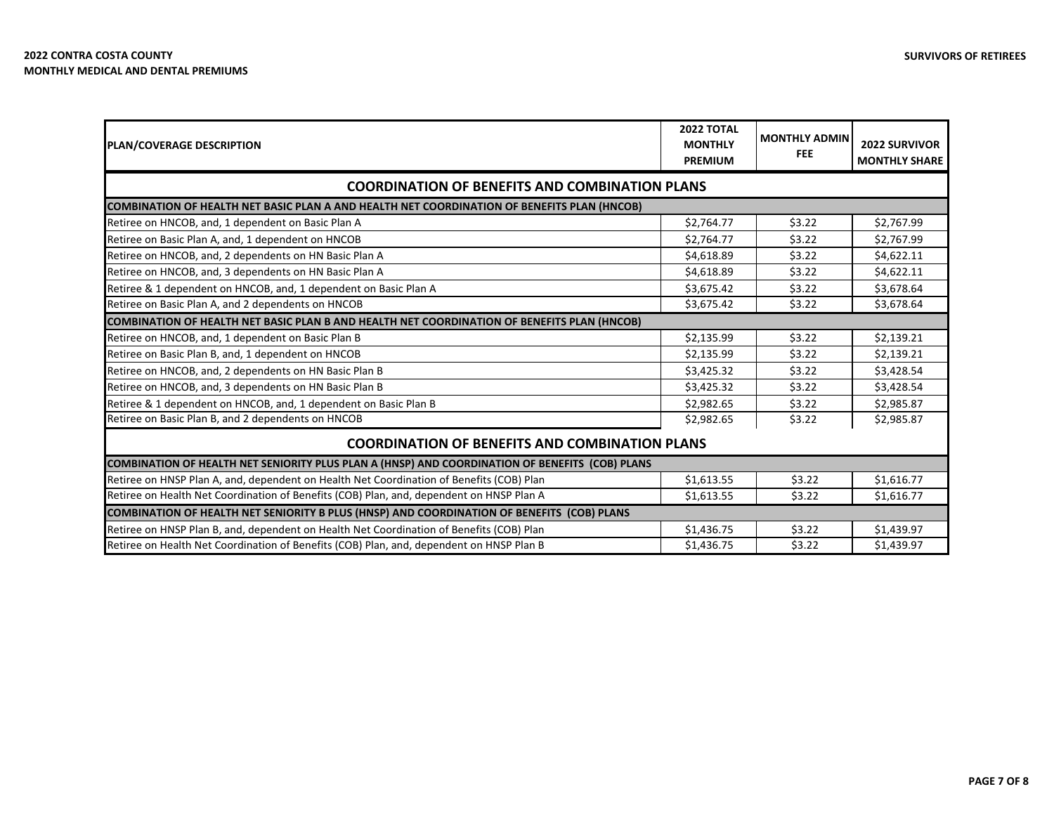**2022 CONTRA COSTA COUNTY**
**MONTHLY MEDICAL AND DENTAL PREMIUMS**

**SURVIVORS OF RETIREES**

| PLAN/COVERAGE DESCRIPTION | 2022 TOTAL MONTHLY PREMIUM | MONTHLY ADMIN FEE | 2022 SURVIVOR MONTHLY SHARE |
|---|---|---|---|
| **COORDINATION OF BENEFITS AND COMBINATION PLANS** | | | |
| **COMBINATION OF HEALTH NET BASIC PLAN A AND HEALTH NET COORDINATION OF BENEFITS PLAN (HNCOB)** | | | |
| Retiree on HNCOB, and, 1 dependent on Basic Plan A | $2,764.77 | $3.22 | $2,767.99 |
| Retiree on Basic Plan A, and, 1 dependent on HNCOB | $2,764.77 | $3.22 | $2,767.99 |
| Retiree on HNCOB, and, 2 dependents on HN Basic Plan A | $4,618.89 | $3.22 | $4,622.11 |
| Retiree on HNCOB, and, 3 dependents on HN Basic Plan A | $4,618.89 | $3.22 | $4,622.11 |
| Retiree & 1 dependent on HNCOB, and, 1 dependent on Basic Plan A | $3,675.42 | $3.22 | $3,678.64 |
| Retiree on Basic Plan A, and 2 dependents on HNCOB | $3,675.42 | $3.22 | $3,678.64 |
| **COMBINATION OF HEALTH NET BASIC PLAN B AND HEALTH NET COORDINATION OF BENEFITS PLAN (HNCOB)** | | | |
| Retiree on HNCOB, and, 1 dependent on Basic Plan B | $2,135.99 | $3.22 | $2,139.21 |
| Retiree on Basic Plan B, and, 1 dependent on HNCOB | $2,135.99 | $3.22 | $2,139.21 |
| Retiree on HNCOB, and, 2 dependents on HN Basic Plan B | $3,425.32 | $3.22 | $3,428.54 |
| Retiree on HNCOB, and, 3 dependents on HN Basic Plan B | $3,425.32 | $3.22 | $3,428.54 |
| Retiree & 1 dependent on HNCOB, and, 1 dependent on Basic Plan B | $2,982.65 | $3.22 | $2,985.87 |
| Retiree on Basic Plan B, and 2 dependents on HNCOB | $2,982.65 | $3.22 | $2,985.87 |
| **COORDINATION OF BENEFITS AND COMBINATION PLANS** | | | |
| **COMBINATION OF HEALTH NET SENIORITY PLUS PLAN A (HNSP) AND COORDINATION OF BENEFITS (COB) PLANS** | | | |
| Retiree on HNSP Plan A, and, dependent on Health Net Coordination of Benefits (COB) Plan | $1,613.55 | $3.22 | $1,616.77 |
| Retiree on Health Net Coordination of Benefits (COB) Plan, and, dependent on HNSP Plan A | $1,613.55 | $3.22 | $1,616.77 |
| **COMBINATION OF HEALTH NET SENIORITY B PLUS (HNSP) AND COORDINATION OF BENEFITS (COB) PLANS** | | | |
| Retiree on HNSP Plan B, and, dependent on Health Net Coordination of Benefits (COB) Plan | $1,436.75 | $3.22 | $1,439.97 |
| Retiree on Health Net Coordination of Benefits (COB) Plan, and, dependent on HNSP Plan B | $1,436.75 | $3.22 | $1,439.97 |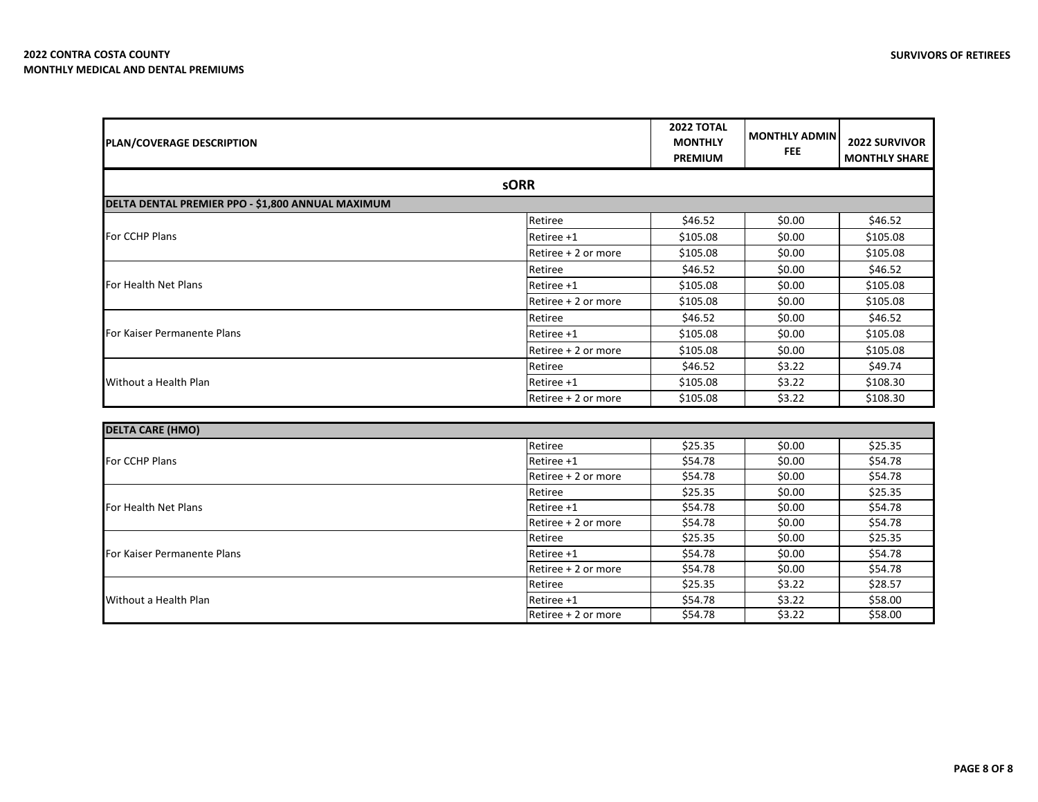**2022 CONTRA COSTA COUNTY**
**MONTHLY MEDICAL AND DENTAL PREMIUMS**

**SURVIVORS OF RETIREES**

| PLAN/COVERAGE DESCRIPTION | | 2022 TOTAL MONTHLY PREMIUM | MONTHLY ADMIN FEE | 2022 SURVIVOR MONTHLY SHARE |
|---|---|---|---|---|
| **sORR** | | | | |
| **DELTA DENTAL PREMIER PPO - $1,800 ANNUAL MAXIMUM** | | | | |
| For CCHP Plans | Retiree | $46.52 | $0.00 | $46.52 |
| | Retiree +1 | $105.08 | $0.00 | $105.08 |
| | Retiree + 2 or more | $105.08 | $0.00 | $105.08 |
| For Health Net Plans | Retiree | $46.52 | $0.00 | $46.52 |
| | Retiree +1 | $105.08 | $0.00 | $105.08 |
| | Retiree + 2 or more | $105.08 | $0.00 | $105.08 |
| For Kaiser Permanente Plans | Retiree | $46.52 | $0.00 | $46.52 |
| | Retiree +1 | $105.08 | $0.00 | $105.08 |
| | Retiree + 2 or more | $105.08 | $0.00 | $105.08 |
| Without a Health Plan | Retiree | $46.52 | $3.22 | $49.74 |
| | Retiree +1 | $105.08 | $3.22 | $108.30 |
| | Retiree + 2 or more | $105.08 | $3.22 | $108.30 |
| **DELTA CARE (HMO)** | | | | |
| For CCHP Plans | Retiree | $25.35 | $0.00 | $25.35 |
| | Retiree +1 | $54.78 | $0.00 | $54.78 |
| | Retiree + 2 or more | $54.78 | $0.00 | $54.78 |
| For Health Net Plans | Retiree | $25.35 | $0.00 | $25.35 |
| | Retiree +1 | $54.78 | $0.00 | $54.78 |
| | Retiree + 2 or more | $54.78 | $0.00 | $54.78 |
| For Kaiser Permanente Plans | Retiree | $25.35 | $0.00 | $25.35 |
| | Retiree +1 | $54.78 | $0.00 | $54.78 |
| | Retiree + 2 or more | $54.78 | $0.00 | $54.78 |
| Without a Health Plan | Retiree | $25.35 | $3.22 | $28.57 |
| | Retiree +1 | $54.78 | $3.22 | $58.00 |
| | Retiree + 2 or more | $54.78 | $3.22 | $58.00 |